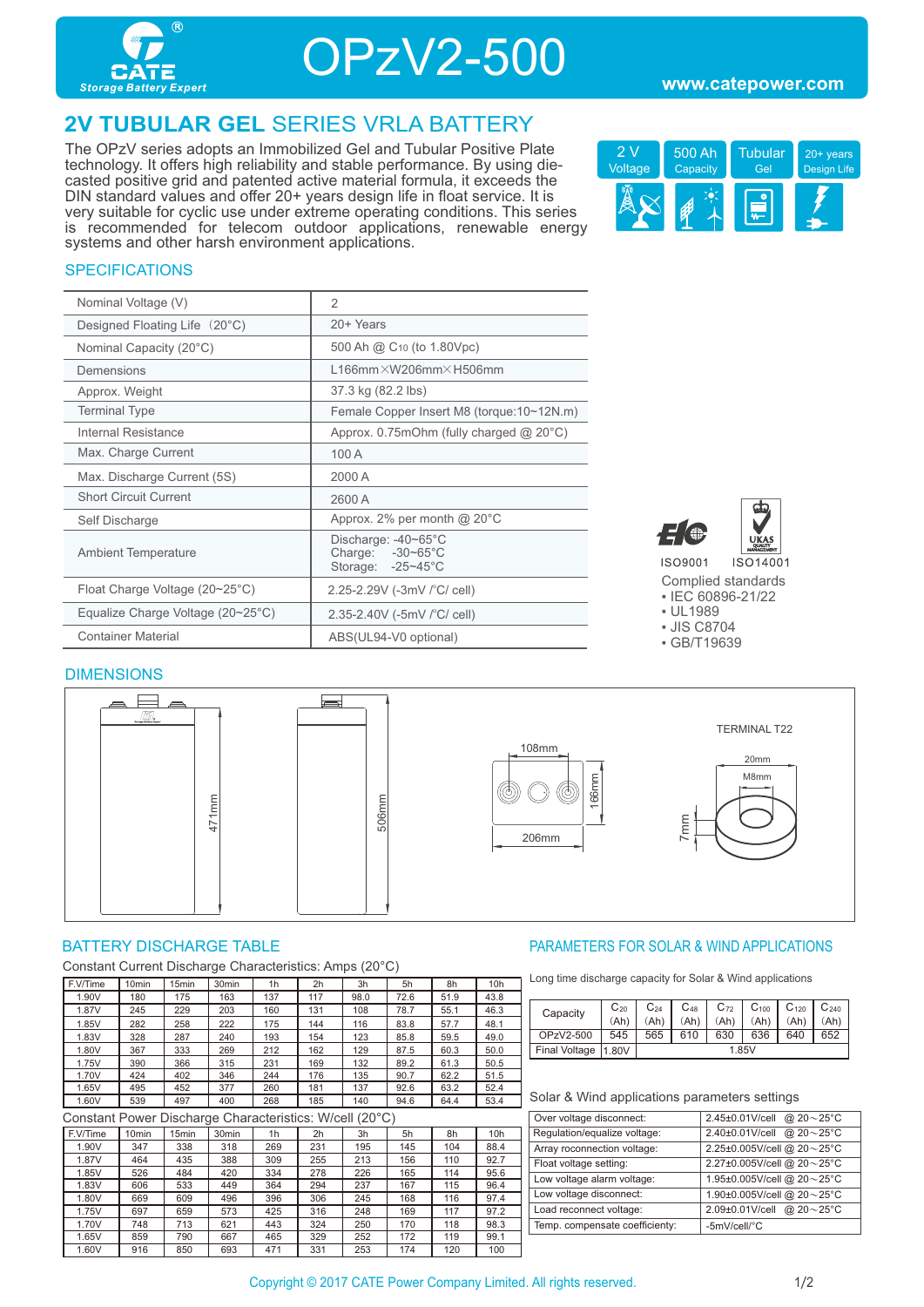# OPzV2-500

CATE Storage Battery Expert

www.catepower.com

## 2V TUBULAR GEL SERIES VRLA BATTERY

The OPzV series adopts an Immobilized Gel and Tubular Positive Plate technology. It offers high reliability and stable performance. By using die-casted positive grid and patented active material formula, it exceeds the DIN standard values and offer 20+ years design life in float service. It is very suitable for cyclic use under extreme operating conditions. This series is recommended for telecom outdoor applications, renewable energy systems and other harsh environment applications.

2 V Voltage | 500 Ah Capacity | Tubular Gel | 20+ years Design Life

### SPECIFICATIONS

| | |
|---|---|
| Nominal Voltage (V) | 2 |
| Designed Floating Life（20°C) | 20+ Years |
| Nominal Capacity (20°C) | 500 Ah @ $C_{10}$ (to 1.80Vpc) |
| Demensions | L166mm×W206mm×H506mm |
| Approx. Weight | 37.3 kg (82.2 lbs) |
| Terminal Type | Female Copper Insert M8 (torque:10~12N.m) |
| Internal Resistance | Approx. 0.75mOhm (fully charged @ 20°C) |
| Max. Charge Current | 100 A |
| Max. Discharge Current (5S) | 2000 A |
| Short Circuit Current | 2600 A |
| Self Discharge | Approx. 2% per month @ 20°C |
| Ambient Temperature | Discharge: -40~65°C<br>Charge: -30~65°C<br>Storage: -25~45°C |
| Float Charge Voltage (20~25°C) | 2.25-2.29V (-3mV /°C/ cell) |
| Equalize Charge Voltage (20~25°C) | 2.35-2.40V (-5mV /°C/ cell) |
| Container Material | ABS(UL94-V0 optional) |

ISO9001 ISO14001

Complied standards
- IEC 60896-21/22
- UL1989
- JIS C8704
- GB/T19639

### DIMENSIONS

471mm; 506mm; 108mm; 166mm; 206mm

TERMINAL T22: 20mm; M8mm; 7mm

### BATTERY DISCHARGE TABLE

Constant Current Discharge Characteristics: Amps (20°C)

| F.V/Time | 10min | 15min | 30min | 1h | 2h | 3h | 5h | 8h | 10h |
|---|---|---|---|---|---|---|---|---|---|
| 1.90V | 180 | 175 | 163 | 137 | 117 | 98.0 | 72.6 | 51.9 | 43.8 |
| 1.87V | 245 | 229 | 203 | 160 | 131 | 108 | 78.7 | 55.1 | 46.3 |
| 1.85V | 282 | 258 | 222 | 175 | 144 | 116 | 83.8 | 57.7 | 48.1 |
| 1.83V | 328 | 287 | 240 | 193 | 154 | 123 | 85.8 | 59.5 | 49.0 |
| 1.80V | 367 | 333 | 269 | 212 | 162 | 129 | 87.5 | 60.3 | 50.0 |
| 1.75V | 390 | 366 | 315 | 231 | 169 | 132 | 89.2 | 61.3 | 50.5 |
| 1.70V | 424 | 402 | 346 | 244 | 176 | 135 | 90.7 | 62.2 | 51.5 |
| 1.65V | 495 | 452 | 377 | 260 | 181 | 137 | 92.6 | 63.2 | 52.4 |
| 1.60V | 539 | 497 | 400 | 268 | 185 | 140 | 94.6 | 64.4 | 53.4 |

Constant Power Discharge Characteristics: W/cell (20°C)

| F.V/Time | 10min | 15min | 30min | 1h | 2h | 3h | 5h | 8h | 10h |
|---|---|---|---|---|---|---|---|---|---|
| 1.90V | 347 | 338 | 318 | 269 | 231 | 195 | 145 | 104 | 88.4 |
| 1.87V | 464 | 435 | 388 | 309 | 255 | 213 | 156 | 110 | 92.7 |
| 1.85V | 526 | 484 | 420 | 334 | 278 | 226 | 165 | 114 | 95.6 |
| 1.83V | 606 | 533 | 449 | 364 | 294 | 237 | 167 | 115 | 96.4 |
| 1.80V | 669 | 609 | 496 | 396 | 306 | 245 | 168 | 116 | 97.4 |
| 1.75V | 697 | 659 | 573 | 425 | 316 | 248 | 169 | 117 | 97.2 |
| 1.70V | 748 | 713 | 621 | 443 | 324 | 250 | 170 | 118 | 98.3 |
| 1.65V | 859 | 790 | 667 | 465 | 329 | 252 | 172 | 119 | 99.1 |
| 1.60V | 916 | 850 | 693 | 471 | 331 | 253 | 174 | 120 | 100 |

### PARAMETERS FOR SOLAR & WIND APPLICATIONS

Long time discharge capacity for Solar & Wind applications

| Capacity | $C_{20}$ (Ah) | $C_{24}$ (Ah) | $C_{48}$ (Ah) | $C_{72}$ (Ah) | $C_{100}$ (Ah) | $C_{120}$ (Ah) | $C_{240}$ (Ah) |
|---|---|---|---|---|---|---|---|
| OPzV2-500 | 545 | 565 | 610 | 630 | 636 | 640 | 652 |
| Final Voltage | 1.80V | 1.85V | | | | | |

Solar & Wind applications parameters settings

| | |
|---|---|
| Over voltage disconnect: | 2.45±0.01V/cell @ 20～25°C |
| Regulation/equalize voltage: | 2.40±0.01V/cell @ 20～25°C |
| Array reconnection voltage: | 2.25±0.005V/cell @ 20～25°C |
| Float voltage setting: | 2.27±0.005V/cell @ 20～25°C |
| Low voltage alarm voltage: | 1.95±0.005V/cell @ 20～25°C |
| Low voltage disconnect: | 1.90±0.005V/cell @ 20～25°C |
| Load reconnect voltage: | 2.09±0.01V/cell @ 20～25°C |
| Temp. compensate coefficienty: | -5mV/cell/°C |

Copyright © 2017 CATE Power Company Limited. All rights reserved.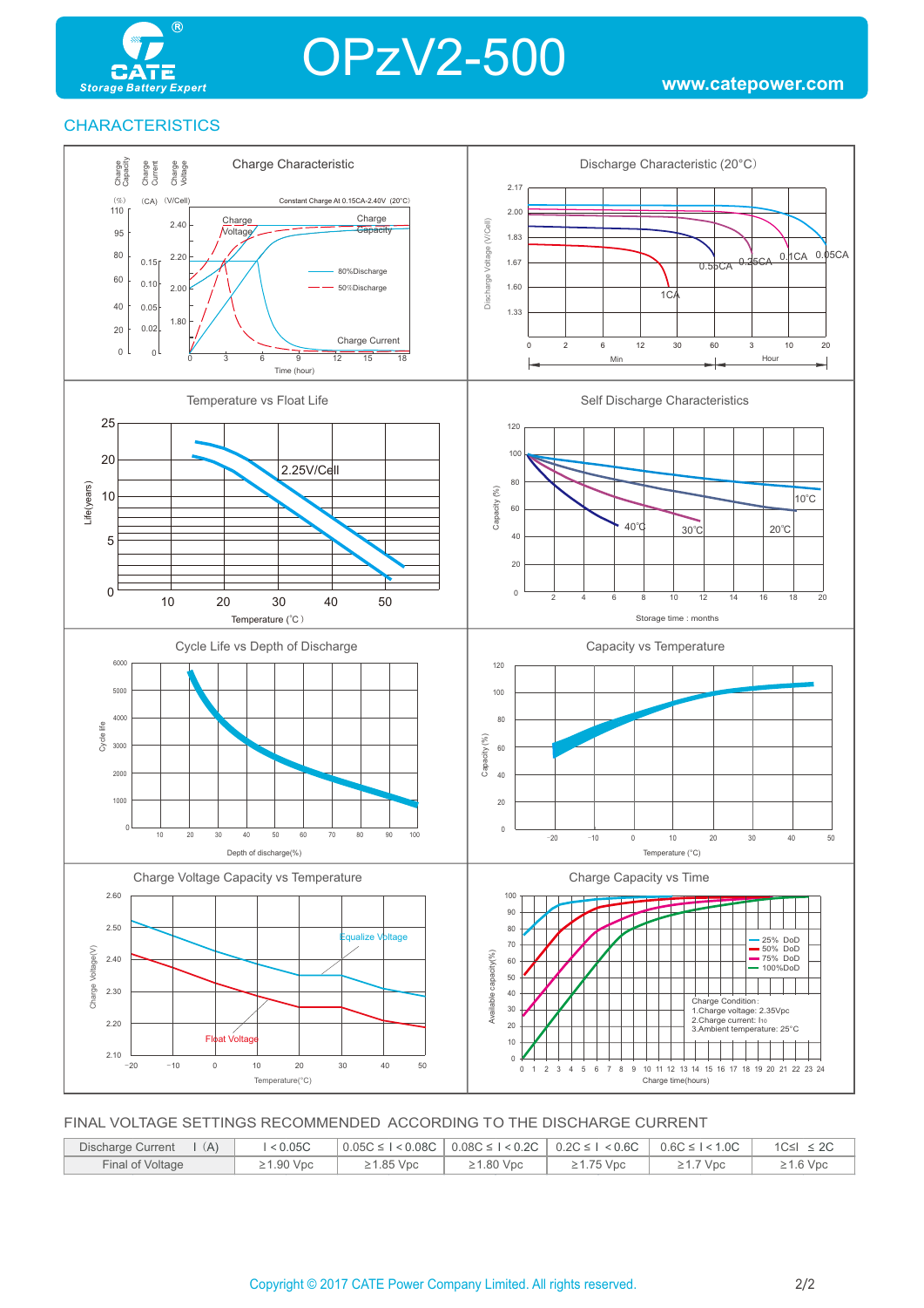# OPzV2-500

CATE Storage Battery Expert

www.catepower.com

## CHARACTERISTICS

### Charge Characteristic

Charge Capacity (%) Charge Current (CA) Charge Voltage (V/Cell)

Constant Charge At 0.15CA-2.40V (20°C)

110, 95, 80, 60, 40, 20, 0

0.15, 0.10, 0.05, 0.02, 0

2.40, 2.20, 2.00, 1.80

Charge Voltage

Charge Capacity

80%Discharge

50%Discharge

Charge Current

0, 3, 6, 9, 12, 15, 18

Time (hour)

### Discharge Characteristic (20°C)

Discharge Voltage (V/Cell)

2.17, 2.00, 1.83, 1.67, 1.60, 1.33

1CA, 0.55CA, 0.25CA, 0.1CA, 0.05CA

0, 2, 6, 12, 30, 60, 3, 10, 20

Min, Hour

### Temperature vs Float Life

Life(years)

25, 20, 10, 5, 0

2.25V/Cell

10, 20, 30, 40, 50

Temperature (°C)

### Self Discharge Characteristics

Capacity (%)

120, 100, 80, 60, 40, 20, 0

40°C, 30°C, 20°C, 10°C

2, 4, 6, 8, 10, 12, 14, 16, 18, 20

Storage time : months

### Cycle Life vs Depth of Discharge

Cycle life

6000, 5000, 4000, 3000, 2000, 1000, 0

10, 20, 30, 40, 50, 60, 70, 80, 90, 100

Depth of discharge(%)

### Capacity vs Temperature

Capacity (%)

120, 100, 80, 60, 40, 20, 0

-20, -10, 0, 10, 20, 30, 40, 50

Temperature (°C)

### Charge Voltage Capacity vs Temperature

Charge Voltage(V)

2.60, 2.50, 2.40, 2.30, 2.20, 2.10

Equalize Voltage

Float Voltage

-20, -10, 0, 10, 20, 30, 40, 50

Temperature(°C)

### Charge Capacity vs Time

Available capacity(%)

100, 90, 80, 70, 60, 50, 40, 30, 20, 10, 0

25% DoD
50% DoD
75% DoD
100%DoD

Charge Condition :
1.Charge voltage: 2.35Vpc
2.Charge current: I10
3.Ambient temperature: 25°C

0, 1, 2, 3, 4, 5, 6, 7, 8, 9, 10, 11, 12, 13, 14, 15, 16, 17, 18, 19, 20, 21, 22, 23, 24

Charge time(hours)

## FINAL VOLTAGE SETTINGS RECOMMENDED ACCORDING TO THE DISCHARGE CURRENT

| Discharge Current I (A) | I < 0.05C | 0.05C ≤ I < 0.08C | 0.08C ≤ I < 0.2C | 0.2C ≤ I < 0.6C | 0.6C ≤ I < 1.0C | 1C≤I ≤ 2C |
|---|---|---|---|---|---|---|
| Final of Voltage | ≥1.90 Vpc | ≥1.85 Vpc | ≥1.80 Vpc | ≥1.75 Vpc | ≥1.7 Vpc | ≥1.6 Vpc |

Copyright © 2017 CATE Power Company Limited. All rights reserved.